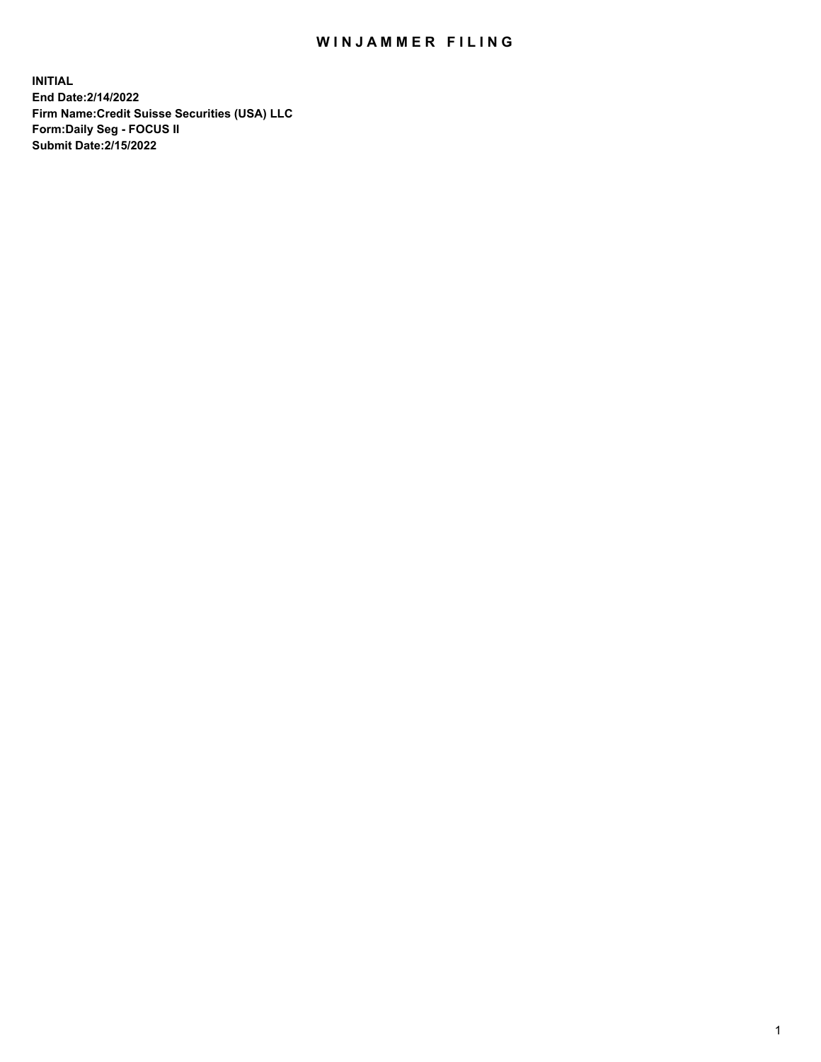# WINJAMMER FILING

**INITIAL**
**End Date:2/14/2022**
**Firm Name:Credit Suisse Securities (USA) LLC**
**Form:Daily Seg - FOCUS II**
**Submit Date:2/15/2022**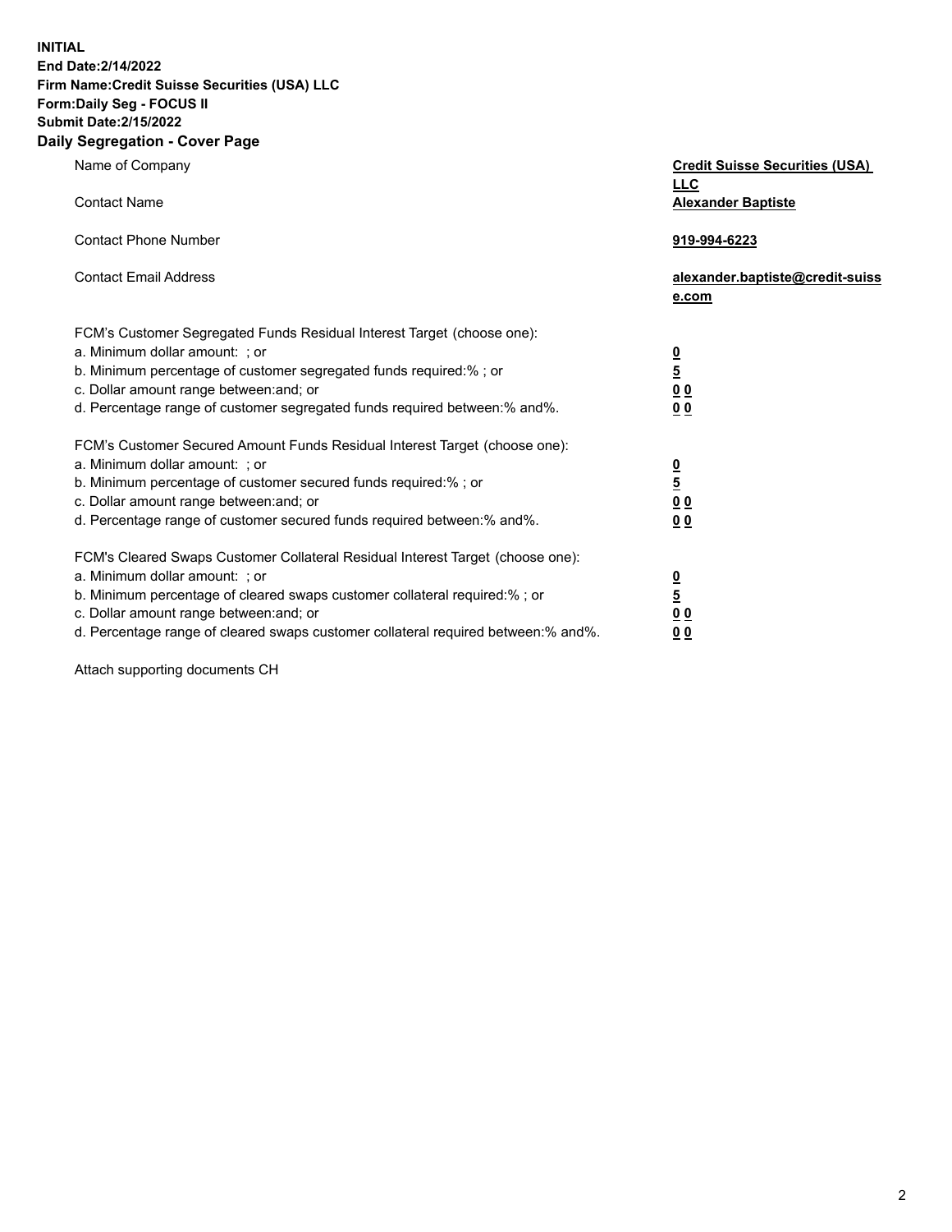**INITIAL**
**End Date:2/14/2022**
**Firm Name:Credit Suisse Securities (USA) LLC**
**Form:Daily Seg - FOCUS II**
**Submit Date:2/15/2022**

## Daily Segregation - Cover Page

| | |
|---|---|
| Name of Company | **Credit Suisse Securities (USA) LLC** |
| Contact Name | **Alexander Baptiste** |
| Contact Phone Number | **919-994-6223** |
| Contact Email Address | **alexander.baptiste@credit-suisse.com** |

| | |
|---|---|
| FCM's Customer Segregated Funds Residual Interest Target (choose one): | |
| a. Minimum dollar amount: ; or | **0** |
| b. Minimum percentage of customer segregated funds required:% ; or | **5** |
| c. Dollar amount range between:and; or | **0 0** |
| d. Percentage range of customer segregated funds required between:% and%. | **0 0** |
| FCM's Customer Secured Amount Funds Residual Interest Target (choose one): | |
| a. Minimum dollar amount: ; or | **0** |
| b. Minimum percentage of customer secured funds required:% ; or | **5** |
| c. Dollar amount range between:and; or | **0 0** |
| d. Percentage range of customer secured funds required between:% and%. | **0 0** |
| FCM's Cleared Swaps Customer Collateral Residual Interest Target (choose one): | |
| a. Minimum dollar amount: ; or | **0** |
| b. Minimum percentage of cleared swaps customer collateral required:% ; or | **5** |
| c. Dollar amount range between:and; or | **0 0** |
| d. Percentage range of cleared swaps customer collateral required between:% and%. | **0 0** |

Attach supporting documents CH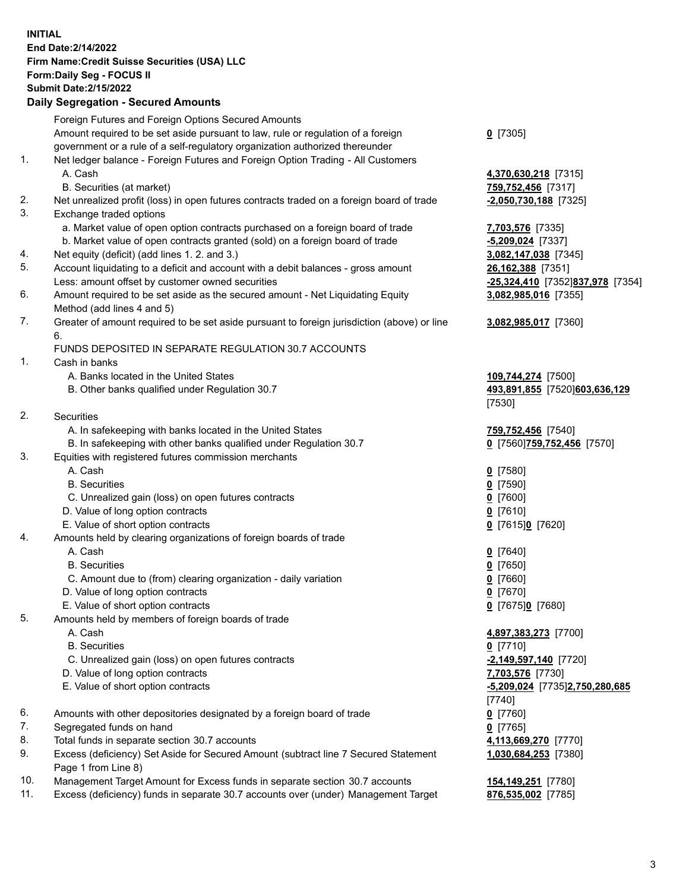**INITIAL**
**End Date:2/14/2022**
**Firm Name:Credit Suisse Securities (USA) LLC**
**Form:Daily Seg - FOCUS II**
**Submit Date:2/15/2022**

## Daily Segregation - Secured Amounts

| | | |
|---|---|---|
| | Foreign Futures and Foreign Options Secured Amounts | |
| | Amount required to be set aside pursuant to law, rule or regulation of a foreign government or a rule of a self-regulatory organization authorized thereunder | **0** [7305] |
| 1. | Net ledger balance - Foreign Futures and Foreign Option Trading - All Customers | |
| | A. Cash | **4,370,630,218** [7315] |
| | B. Securities (at market) | **759,752,456** [7317] |
| 2. | Net unrealized profit (loss) in open futures contracts traded on a foreign board of trade | **-2,050,730,188** [7325] |
| 3. | Exchange traded options | |
| | a. Market value of open option contracts purchased on a foreign board of trade | **7,703,576** [7335] |
| | b. Market value of open contracts granted (sold) on a foreign board of trade | **-5,209,024** [7337] |
| 4. | Net equity (deficit) (add lines 1. 2. and 3.) | **3,082,147,038** [7345] |
| 5. | Account liquidating to a deficit and account with a debit balances - gross amount | **26,162,388** [7351] |
| | Less: amount offset by customer owned securities | **-25,324,410** [7352]**837,978** [7354] |
| 6. | Amount required to be set aside as the secured amount - Net Liquidating Equity Method (add lines 4 and 5) | **3,082,985,016** [7355] |
| 7. | Greater of amount required to be set aside pursuant to foreign jurisdiction (above) or line 6. | **3,082,985,017** [7360] |
| | FUNDS DEPOSITED IN SEPARATE REGULATION 30.7 ACCOUNTS | |
| 1. | Cash in banks | |
| | A. Banks located in the United States | **109,744,274** [7500] |
| | B. Other banks qualified under Regulation 30.7 | **493,891,855** [7520]**603,636,129** [7530] |
| 2. | Securities | |
| | A. In safekeeping with banks located in the United States | **759,752,456** [7540] |
| | B. In safekeeping with other banks qualified under Regulation 30.7 | **0** [7560]**759,752,456** [7570] |
| 3. | Equities with registered futures commission merchants | |
| | A. Cash | **0** [7580] |
| | B. Securities | **0** [7590] |
| | C. Unrealized gain (loss) on open futures contracts | **0** [7600] |
| | D. Value of long option contracts | **0** [7610] |
| | E. Value of short option contracts | **0** [7615]**0** [7620] |
| 4. | Amounts held by clearing organizations of foreign boards of trade | |
| | A. Cash | **0** [7640] |
| | B. Securities | **0** [7650] |
| | C. Amount due to (from) clearing organization - daily variation | **0** [7660] |
| | D. Value of long option contracts | **0** [7670] |
| | E. Value of short option contracts | **0** [7675]**0** [7680] |
| 5. | Amounts held by members of foreign boards of trade | |
| | A. Cash | **4,897,383,273** [7700] |
| | B. Securities | **0** [7710] |
| | C. Unrealized gain (loss) on open futures contracts | **-2,149,597,140** [7720] |
| | D. Value of long option contracts | **7,703,576** [7730] |
| | E. Value of short option contracts | **-5,209,024** [7735]**2,750,280,685** [7740] |
| 6. | Amounts with other depositories designated by a foreign board of trade | **0** [7760] |
| 7. | Segregated funds on hand | **0** [7765] |
| 8. | Total funds in separate section 30.7 accounts | **4,113,669,270** [7770] |
| 9. | Excess (deficiency) Set Aside for Secured Amount (subtract line 7 Secured Statement Page 1 from Line 8) | **1,030,684,253** [7380] |
| 10. | Management Target Amount for Excess funds in separate section 30.7 accounts | **154,149,251** [7780] |
| 11. | Excess (deficiency) funds in separate 30.7 accounts over (under) Management Target | **876,535,002** [7785] |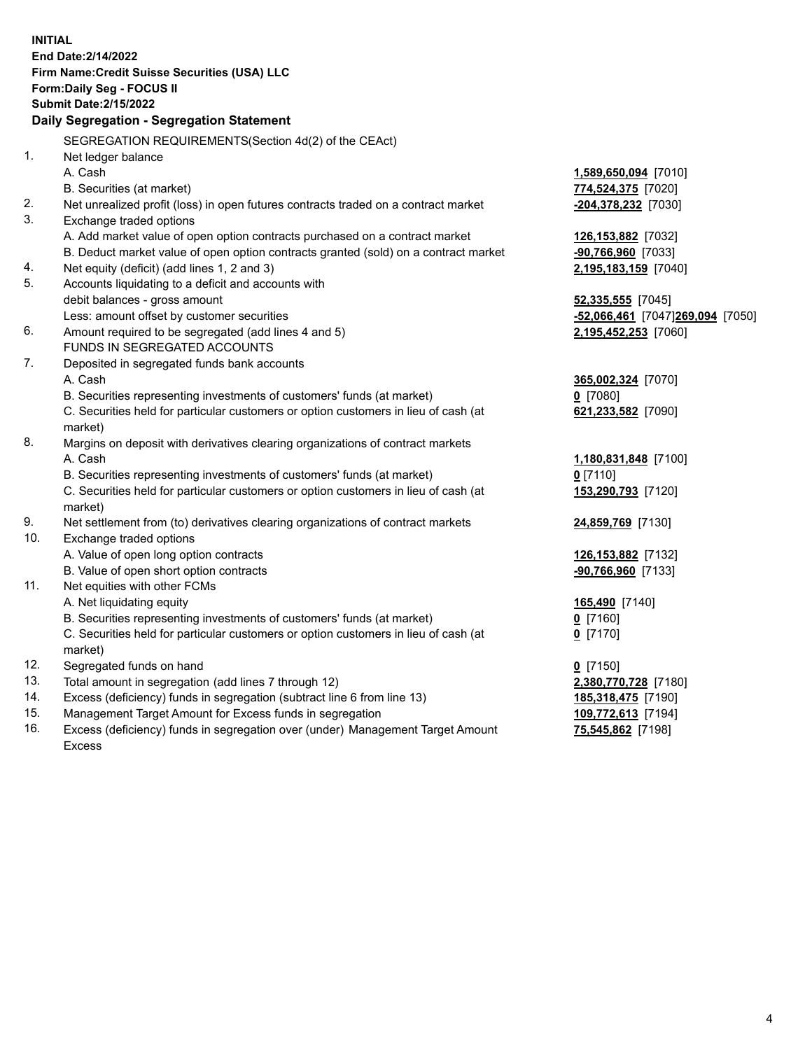**INITIAL**
**End Date:2/14/2022**
**Firm Name:Credit Suisse Securities (USA) LLC**
**Form:Daily Seg - FOCUS II**
**Submit Date:2/15/2022**

## Daily Segregation - Segregation Statement

SEGREGATION REQUIREMENTS(Section 4d(2) of the CEAct)

| | | |
|---|---|---|
| 1. | Net ledger balance | |
| | A. Cash | **1,589,650,094** [7010] |
| | B. Securities (at market) | **774,524,375** [7020] |
| 2. | Net unrealized profit (loss) in open futures contracts traded on a contract market | **-204,378,232** [7030] |
| 3. | Exchange traded options | |
| | A. Add market value of open option contracts purchased on a contract market | **126,153,882** [7032] |
| | B. Deduct market value of open option contracts granted (sold) on a contract market | **-90,766,960** [7033] |
| 4. | Net equity (deficit) (add lines 1, 2 and 3) | **2,195,183,159** [7040] |
| 5. | Accounts liquidating to a deficit and accounts with debit balances - gross amount | **52,335,555** [7045] |
| | Less: amount offset by customer securities | **-52,066,461** [7047] **269,094** [7050] |
| 6. | Amount required to be segregated (add lines 4 and 5) | **2,195,452,253** [7060] |
| | FUNDS IN SEGREGATED ACCOUNTS | |
| 7. | Deposited in segregated funds bank accounts | |
| | A. Cash | **365,002,324** [7070] |
| | B. Securities representing investments of customers' funds (at market) | **0** [7080] |
| | C. Securities held for particular customers or option customers in lieu of cash (at market) | **621,233,582** [7090] |
| 8. | Margins on deposit with derivatives clearing organizations of contract markets | |
| | A. Cash | **1,180,831,848** [7100] |
| | B. Securities representing investments of customers' funds (at market) | **0** [7110] |
| | C. Securities held for particular customers or option customers in lieu of cash (at market) | **153,290,793** [7120] |
| 9. | Net settlement from (to) derivatives clearing organizations of contract markets | **24,859,769** [7130] |
| 10. | Exchange traded options | |
| | A. Value of open long option contracts | **126,153,882** [7132] |
| | B. Value of open short option contracts | **-90,766,960** [7133] |
| 11. | Net equities with other FCMs | |
| | A. Net liquidating equity | **165,490** [7140] |
| | B. Securities representing investments of customers' funds (at market) | **0** [7160] |
| | C. Securities held for particular customers or option customers in lieu of cash (at market) | **0** [7170] |
| 12. | Segregated funds on hand | **0** [7150] |
| 13. | Total amount in segregation (add lines 7 through 12) | **2,380,770,728** [7180] |
| 14. | Excess (deficiency) funds in segregation (subtract line 6 from line 13) | **185,318,475** [7190] |
| 15. | Management Target Amount for Excess funds in segregation | **109,772,613** [7194] |
| 16. | Excess (deficiency) funds in segregation over (under) Management Target Amount Excess | **75,545,862** [7198] |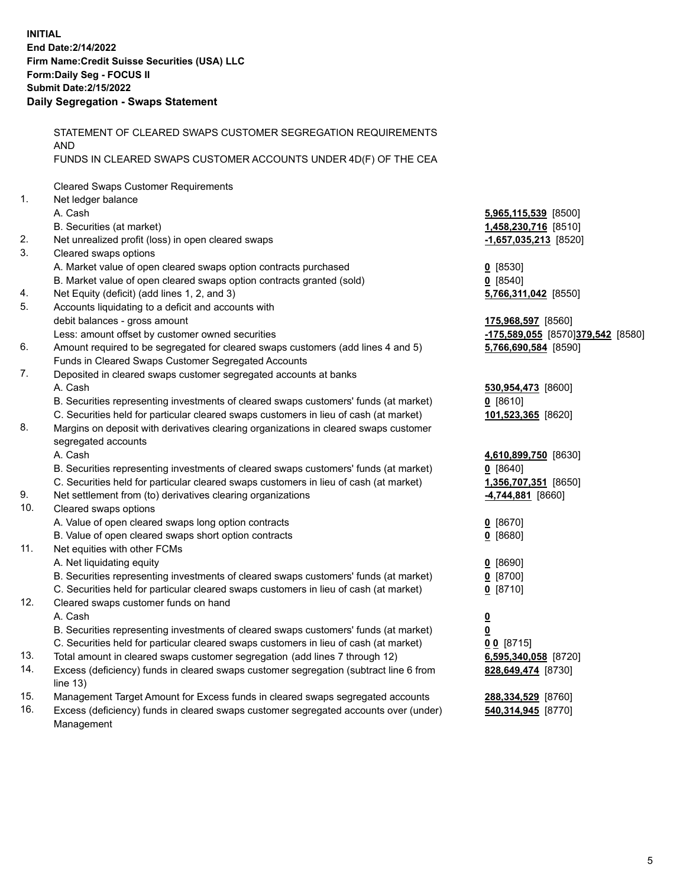**INITIAL**
**End Date:2/14/2022**
**Firm Name:Credit Suisse Securities (USA) LLC**
**Form:Daily Seg - FOCUS II**
**Submit Date:2/15/2022**
**Daily Segregation - Swaps Statement**

STATEMENT OF CLEARED SWAPS CUSTOMER SEGREGATION REQUIREMENTS AND
FUNDS IN CLEARED SWAPS CUSTOMER ACCOUNTS UNDER 4D(F) OF THE CEA

| | | |
|---|---|---|
| | Cleared Swaps Customer Requirements | |
| 1. | Net ledger balance | |
| | A. Cash | **5,965,115,539** [8500] |
| | B. Securities (at market) | **1,458,230,716** [8510] |
| 2. | Net unrealized profit (loss) in open cleared swaps | **-1,657,035,213** [8520] |
| 3. | Cleared swaps options | |
| | A. Market value of open cleared swaps option contracts purchased | **0** [8530] |
| | B. Market value of open cleared swaps option contracts granted (sold) | **0** [8540] |
| 4. | Net Equity (deficit) (add lines 1, 2, and 3) | **5,766,311,042** [8550] |
| 5. | Accounts liquidating to a deficit and accounts with | |
| | debit balances - gross amount | **175,968,597** [8560] |
| | Less: amount offset by customer owned securities | **-175,589,055** [8570]**379,542** [8580] |
| 6. | Amount required to be segregated for cleared swaps customers (add lines 4 and 5) | **5,766,690,584** [8590] |
| | Funds in Cleared Swaps Customer Segregated Accounts | |
| 7. | Deposited in cleared swaps customer segregated accounts at banks | |
| | A. Cash | **530,954,473** [8600] |
| | B. Securities representing investments of cleared swaps customers' funds (at market) | **0** [8610] |
| | C. Securities held for particular cleared swaps customers in lieu of cash (at market) | **101,523,365** [8620] |
| 8. | Margins on deposit with derivatives clearing organizations in cleared swaps customer segregated accounts | |
| | A. Cash | **4,610,899,750** [8630] |
| | B. Securities representing investments of cleared swaps customers' funds (at market) | **0** [8640] |
| | C. Securities held for particular cleared swaps customers in lieu of cash (at market) | **1,356,707,351** [8650] |
| 9. | Net settlement from (to) derivatives clearing organizations | **-4,744,881** [8660] |
| 10. | Cleared swaps options | |
| | A. Value of open cleared swaps long option contracts | **0** [8670] |
| | B. Value of open cleared swaps short option contracts | **0** [8680] |
| 11. | Net equities with other FCMs | |
| | A. Net liquidating equity | **0** [8690] |
| | B. Securities representing investments of cleared swaps customers' funds (at market) | **0** [8700] |
| | C. Securities held for particular cleared swaps customers in lieu of cash (at market) | **0** [8710] |
| 12. | Cleared swaps customer funds on hand | |
| | A. Cash | **0** |
| | B. Securities representing investments of cleared swaps customers' funds (at market) | **0** |
| | C. Securities held for particular cleared swaps customers in lieu of cash (at market) | **0** **0** [8715] |
| 13. | Total amount in cleared swaps customer segregation (add lines 7 through 12) | **6,595,340,058** [8720] |
| 14. | Excess (deficiency) funds in cleared swaps customer segregation (subtract line 6 from line 13) | **828,649,474** [8730] |
| 15. | Management Target Amount for Excess funds in cleared swaps segregated accounts | **288,334,529** [8760] |
| 16. | Excess (deficiency) funds in cleared swaps customer segregated accounts over (under) Management | **540,314,945** [8770] |